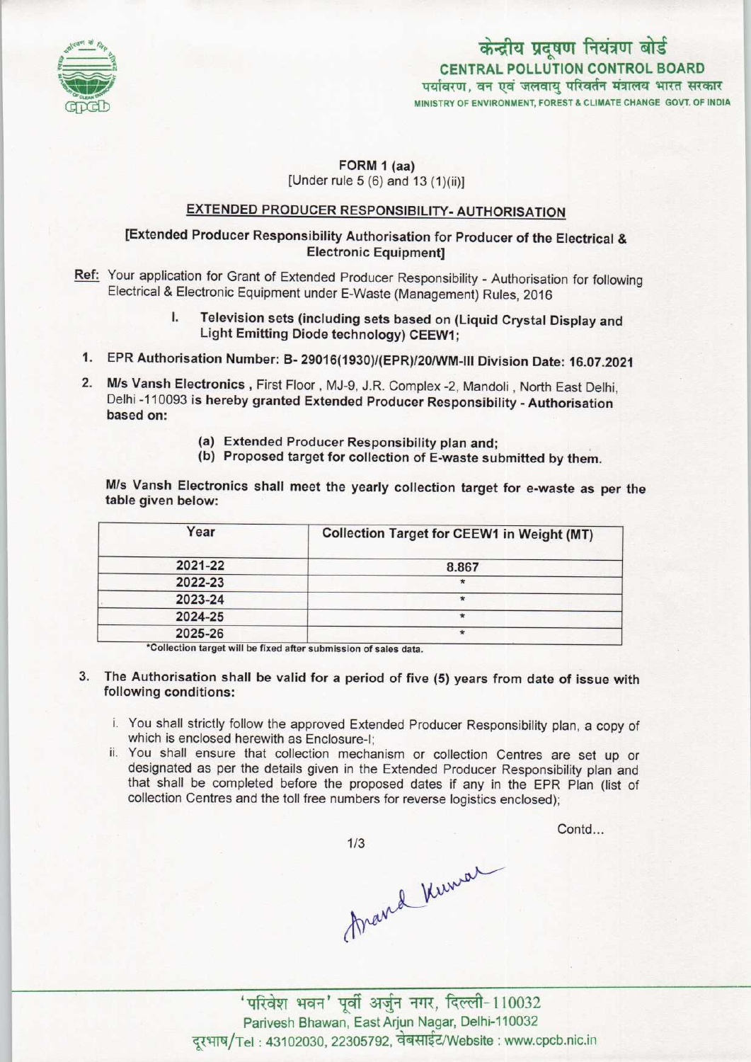केन्द्रीय प्रदूषण नियंत्रण बोर्ड
**CENTRAL POLLUTION CONTROL BOARD**
पर्यावरण, वन एवं जलवायु परिवर्तन मंत्रालय भारत सरकार
MINISTRY OF ENVIRONMENT, FOREST & CLIMATE CHANGE GOVT. OF INDIA

**FORM 1 (aa)**
[Under rule 5 (6) and 13 (1)(ii)]

**EXTENDED PRODUCER RESPONSIBILITY- AUTHORISATION**

**[Extended Producer Responsibility Authorisation for Producer of the Electrical & Electronic Equipment]**

**Ref:** Your application for Grant of Extended Producer Responsibility - Authorisation for following Electrical & Electronic Equipment under E-Waste (Management) Rules, 2016

I. **Television sets (including sets based on (Liquid Crystal Display and Light Emitting Diode technology) CEEW1;**

1. **EPR Authorisation Number: B- 29016(1930)/(EPR)/20/WM-III Division Date: 16.07.2021**

2. **M/s Vansh Electronics**, First Floor, MJ-9, J.R. Complex -2, Mandoli, North East Delhi, Delhi -110093 **is hereby granted Extended Producer Responsibility - Authorisation based on:**

   (a) **Extended Producer Responsibility plan and;**
   (b) **Proposed target for collection of E-waste submitted by them.**

**M/s Vansh Electronics shall meet the yearly collection target for e-waste as per the table given below:**

| Year | Collection Target for CEEW1 in Weight (MT) |
|---|---|
| 2021-22 | 8.867 |
| 2022-23 | * |
| 2023-24 | * |
| 2024-25 | * |
| 2025-26 | * |

*Collection target will be fixed after submission of sales data.

3. **The Authorisation shall be valid for a period of five (5) years from date of issue with following conditions:**

   i. You shall strictly follow the approved Extended Producer Responsibility plan, a copy of which is enclosed herewith as Enclosure-I;
   ii. You shall ensure that collection mechanism or collection Centres are set up or designated as per the details given in the Extended Producer Responsibility plan and that shall be completed before the proposed dates if any in the EPR Plan (list of collection Centres and the toll free numbers for reverse logistics enclosed);

Contd...

Anand Kumar

'परिवेश भवन' पूर्वी अर्जुन नगर, दिल्ली-110032
Parivesh Bhawan, East Arjun Nagar, Delhi-110032
दूरभाष/Tel : 43102030, 22305792, वेबसाईट/Website : www.cpcb.nic.in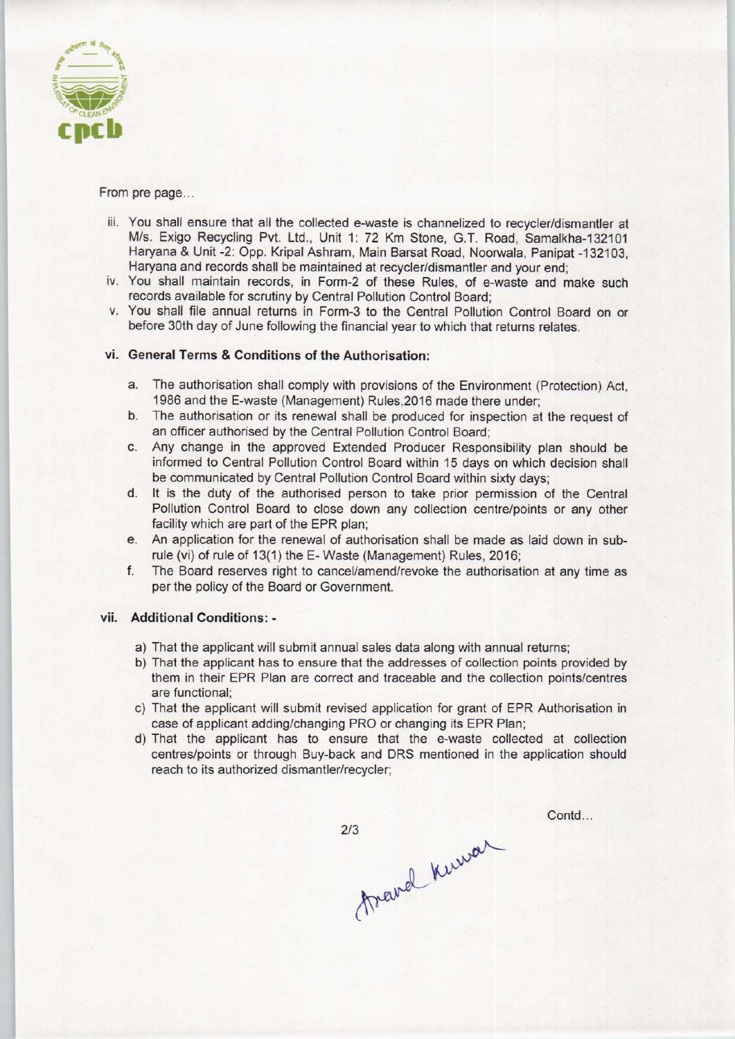From pre page...

iii. You shall ensure that all the collected e-waste is channelized to recycler/dismantler at M/s. Exigo Recycling Pvt. Ltd., Unit 1: 72 Km Stone, G.T. Road, Samalkha-132101 Haryana & Unit -2: Opp. Kripal Ashram, Main Barsat Road, Noorwala, Panipat -132103, Haryana and records shall be maintained at recycler/dismantler and your end;

iv. You shall maintain records, in Form-2 of these Rules, of e-waste and make such records available for scrutiny by Central Pollution Control Board;

v. You shall file annual returns in Form-3 to the Central Pollution Control Board on or before 30th day of June following the financial year to which that returns relates.

**vi. General Terms & Conditions of the Authorisation:**

a. The authorisation shall comply with provisions of the Environment (Protection) Act, 1986 and the E-waste (Management) Rules,2016 made there under;

b. The authorisation or its renewal shall be produced for inspection at the request of an officer authorised by the Central Pollution Control Board;

c. Any change in the approved Extended Producer Responsibility plan should be informed to Central Pollution Control Board within 15 days on which decision shall be communicated by Central Pollution Control Board within sixty days;

d. It is the duty of the authorised person to take prior permission of the Central Pollution Control Board to close down any collection centre/points or any other facility which are part of the EPR plan;

e. An application for the renewal of authorisation shall be made as laid down in sub-rule (vi) of rule of 13(1) the E- Waste (Management) Rules, 2016;

f. The Board reserves right to cancel/amend/revoke the authorisation at any time as per the policy of the Board or Government.

**vii. Additional Conditions: -**

a) That the applicant will submit annual sales data along with annual returns;

b) That the applicant has to ensure that the addresses of collection points provided by them in their EPR Plan are correct and traceable and the collection points/centres are functional;

c) That the applicant will submit revised application for grant of EPR Authorisation in case of applicant adding/changing PRO or changing its EPR Plan;

d) That the applicant has to ensure that the e-waste collected at collection centres/points or through Buy-back and DRS mentioned in the application should reach to its authorized dismantler/recycler;

Contd...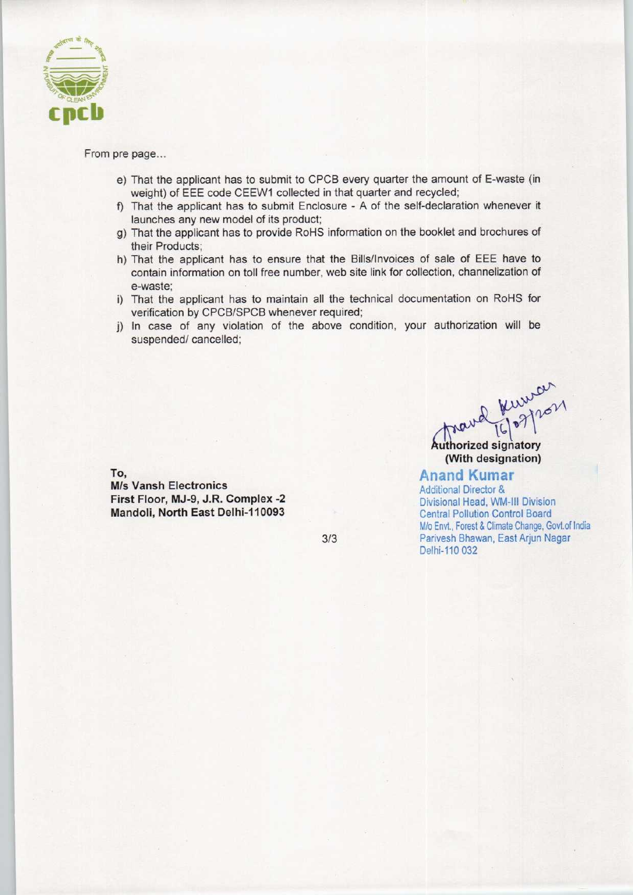From pre page...

e) That the applicant has to submit to CPCB every quarter the amount of E-waste (in weight) of EEE code CEEW1 collected in that quarter and recycled;
f) That the applicant has to submit Enclosure - A of the self-declaration whenever it launches any new model of its product;
g) That the applicant has to provide RoHS information on the booklet and brochures of their Products;
h) That the applicant has to ensure that the Bills/Invoices of sale of EEE have to contain information on toll free number, web site link for collection, channelization of e-waste;
i) That the applicant has to maintain all the technical documentation on RoHS for verification by CPCB/SPCB whenever required;
j) In case of any violation of the above condition, your authorization will be suspended/ cancelled;

Anand Kumar
16/07/2021

**Authorized signatory**
**(With designation)**

**Anand Kumar**
Additional Director &
Divisional Head, WM-III Division
Central Pollution Control Board
M/o Envt., Forest & Climate Change, Govt.of India
Parivesh Bhawan, East Arjun Nagar
Delhi-110 032

**To,**
**M/s Vansh Electronics**
**First Floor, MJ-9, J.R. Complex -2**
**Mandoli, North East Delhi-110093**